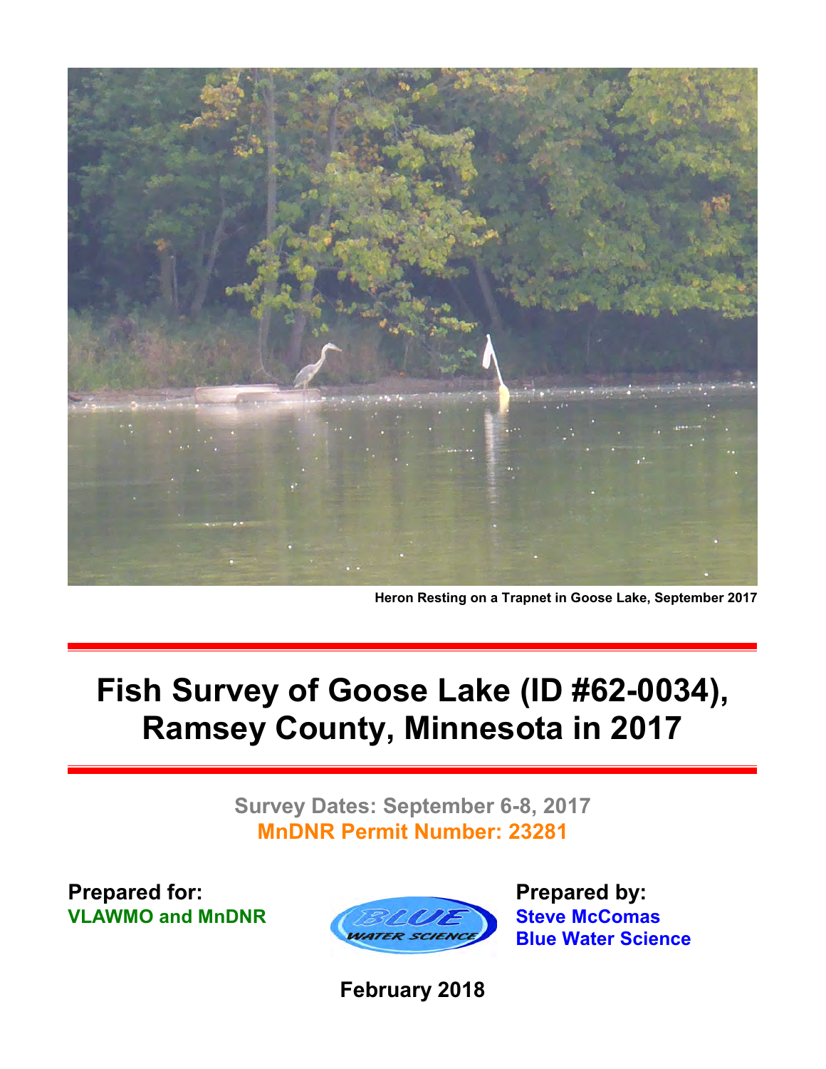Heron Resting on a Trapnet in Goose Lake, September 2017

# Fish Survey of Goose Lake (ID #62-0034), Ramsey County, Minnesota in 2017

**Survey Dates: September 6-8, 2017**

**MnDNR Permit Number: 23281**

**Prepared for:**
**VLAWMO and MnDNR**

**Prepared by:**
**Steve McComas**
**Blue Water Science**

**February 2018**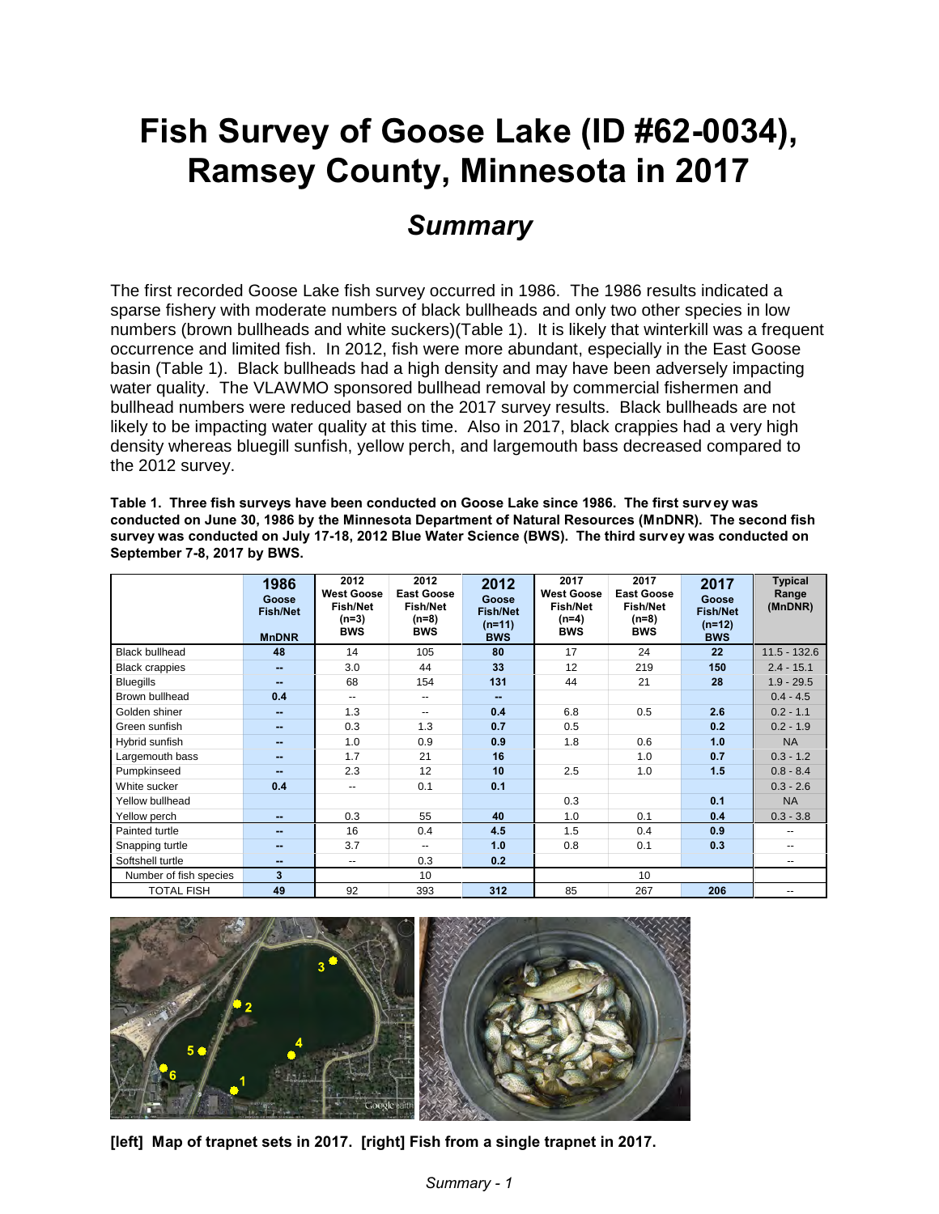# Fish Survey of Goose Lake (ID #62-0034), Ramsey County, Minnesota in 2017

## *Summary*

The first recorded Goose Lake fish survey occurred in 1986. The 1986 results indicated a sparse fishery with moderate numbers of black bullheads and only two other species in low numbers (brown bullheads and white suckers)(Table 1). It is likely that winterkill was a frequent occurrence and limited fish. In 2012, fish were more abundant, especially in the East Goose basin (Table 1). Black bullheads had a high density and may have been adversely impacting water quality. The VLAWMO sponsored bullhead removal by commercial fishermen and bullhead numbers were reduced based on the 2017 survey results. Black bullheads are not likely to be impacting water quality at this time. Also in 2017, black crappies had a very high density whereas bluegill sunfish, yellow perch, and largemouth bass decreased compared to the 2012 survey.

**Table 1. Three fish surveys have been conducted on Goose Lake since 1986. The first survey was conducted on June 30, 1986 by the Minnesota Department of Natural Resources (MnDNR). The second fish survey was conducted on July 17-18, 2012 Blue Water Science (BWS). The third survey was conducted on September 7-8, 2017 by BWS.**

| | 1986 Goose Fish/Net MnDNR | 2012 West Goose Fish/Net (n=3) BWS | 2012 East Goose Fish/Net (n=8) BWS | 2012 Goose Fish/Net (n=11) BWS | 2017 West Goose Fish/Net (n=4) BWS | 2017 East Goose Fish/Net (n=8) BWS | 2017 Goose Fish/Net (n=12) BWS | Typical Range (MnDNR) |
|---|---|---|---|---|---|---|---|---|
| Black bullhead | 48 | 14 | 105 | 80 | 17 | 24 | 22 | 11.5 - 132.6 |
| Black crappies | -- | 3.0 | 44 | 33 | 12 | 219 | 150 | 2.4 - 15.1 |
| Bluegills | -- | 68 | 154 | 131 | 44 | 21 | 28 | 1.9 - 29.5 |
| Brown bullhead | 0.4 | -- | -- | -- | | | | 0.4 - 4.5 |
| Golden shiner | -- | 1.3 | -- | 0.4 | 6.8 | 0.5 | 2.6 | 0.2 - 1.1 |
| Green sunfish | -- | 0.3 | 1.3 | 0.7 | 0.5 | | 0.2 | 0.2 - 1.9 |
| Hybrid sunfish | -- | 1.0 | 0.9 | 0.9 | 1.8 | 0.6 | 1.0 | NA |
| Largemouth bass | -- | 1.7 | 21 | 16 | | 1.0 | 0.7 | 0.3 - 1.2 |
| Pumpkinseed | -- | 2.3 | 12 | 10 | 2.5 | 1.0 | 1.5 | 0.8 - 8.4 |
| White sucker | 0.4 | -- | 0.1 | 0.1 | | | | 0.3 - 2.6 |
| Yellow bullhead | | | | | 0.3 | | 0.1 | NA |
| Yellow perch | -- | 0.3 | 55 | 40 | 1.0 | 0.1 | 0.4 | 0.3 - 3.8 |
| Painted turtle | -- | 16 | 0.4 | 4.5 | 1.5 | 0.4 | 0.9 | -- |
| Snapping turtle | -- | 3.7 | -- | 1.0 | 0.8 | 0.1 | 0.3 | -- |
| Softshell turtle | -- | -- | 0.3 | 0.2 | | | | -- |
| Number of fish species | 3 | | 10 | | | 10 | | |
| TOTAL FISH | 49 | 92 | 393 | 312 | 85 | 267 | 206 | -- |

**[left] Map of trapnet sets in 2017. [right] Fish from a single trapnet in 2017.**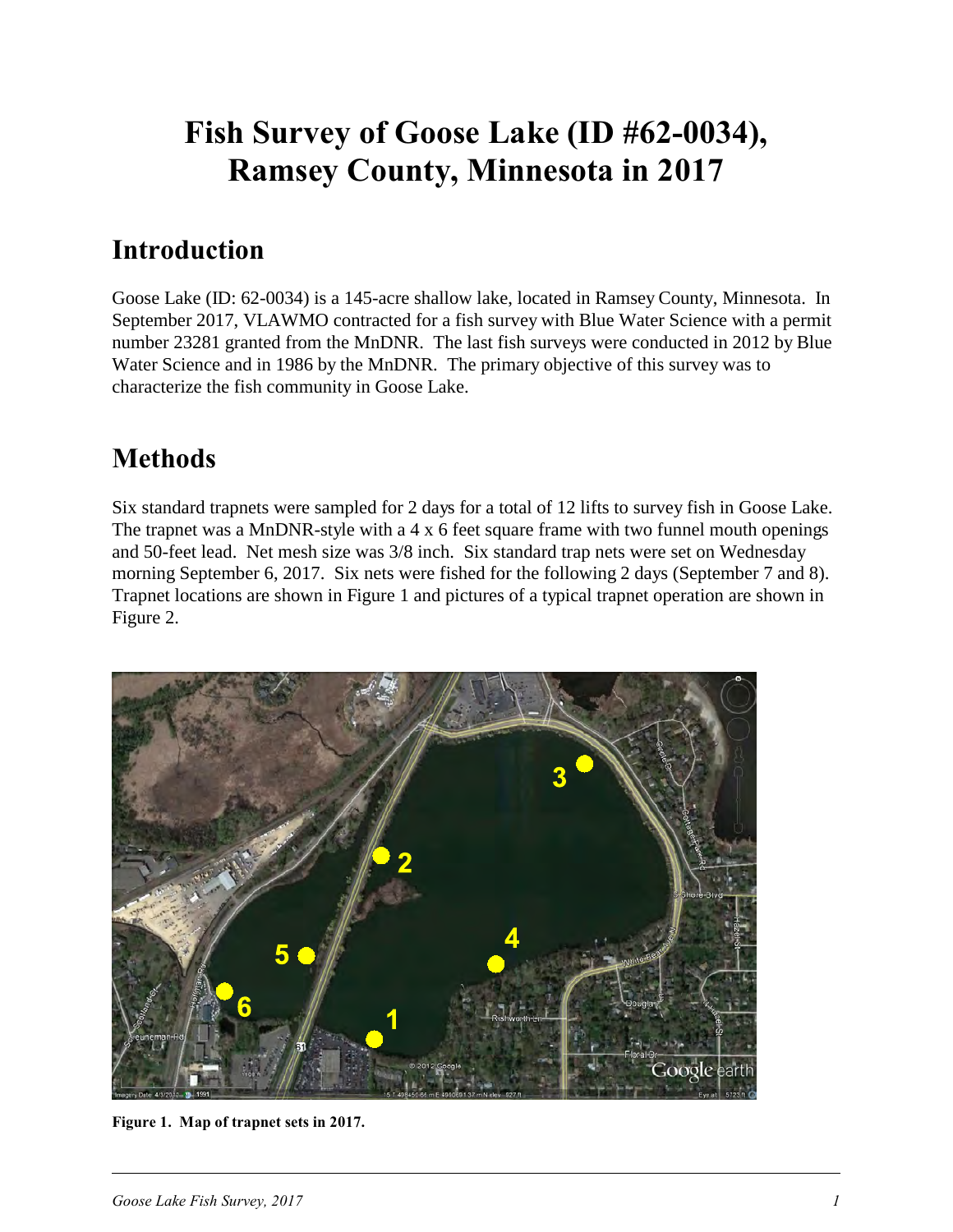# Fish Survey of Goose Lake (ID #62-0034), Ramsey County, Minnesota in 2017

## Introduction

Goose Lake (ID: 62-0034) is a 145-acre shallow lake, located in Ramsey County, Minnesota. In September 2017, VLAWMO contracted for a fish survey with Blue Water Science with a permit number 23281 granted from the MnDNR. The last fish surveys were conducted in 2012 by Blue Water Science and in 1986 by the MnDNR. The primary objective of this survey was to characterize the fish community in Goose Lake.

## Methods

Six standard trapnets were sampled for 2 days for a total of 12 lifts to survey fish in Goose Lake. The trapnet was a MnDNR-style with a 4 x 6 feet square frame with two funnel mouth openings and 50-feet lead. Net mesh size was 3/8 inch. Six standard trap nets were set on Wednesday morning September 6, 2017. Six nets were fished for the following 2 days (September 7 and 8). Trapnet locations are shown in Figure 1 and pictures of a typical trapnet operation are shown in Figure 2.

**Figure 1. Map of trapnet sets in 2017.**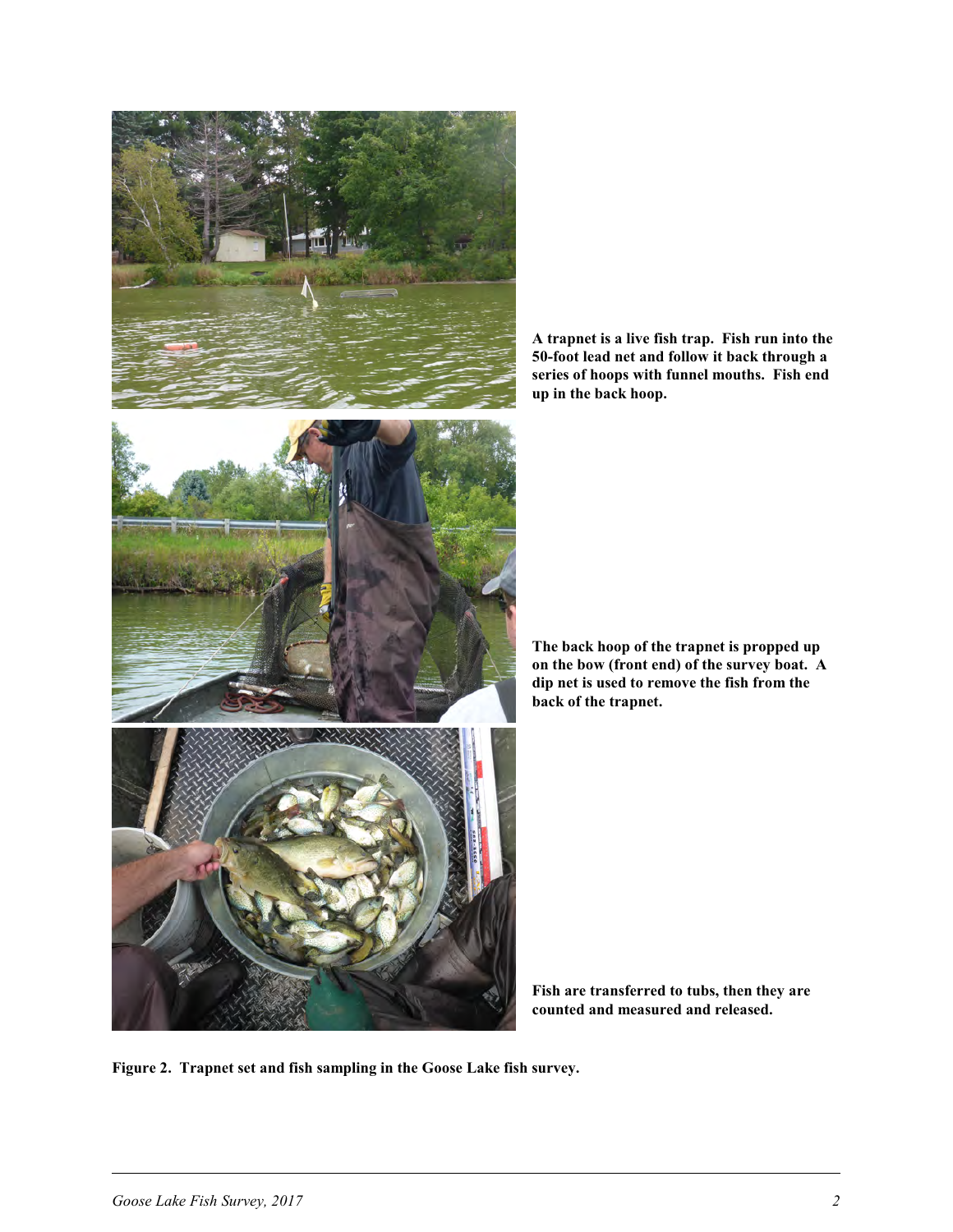**A trapnet is a live fish trap. Fish run into the 50-foot lead net and follow it back through a series of hoops with funnel mouths. Fish end up in the back hoop.**

**The back hoop of the trapnet is propped up on the bow (front end) of the survey boat. A dip net is used to remove the fish from the back of the trapnet.**

**Fish are transferred to tubs, then they are counted and measured and released.**

**Figure 2. Trapnet set and fish sampling in the Goose Lake fish survey.**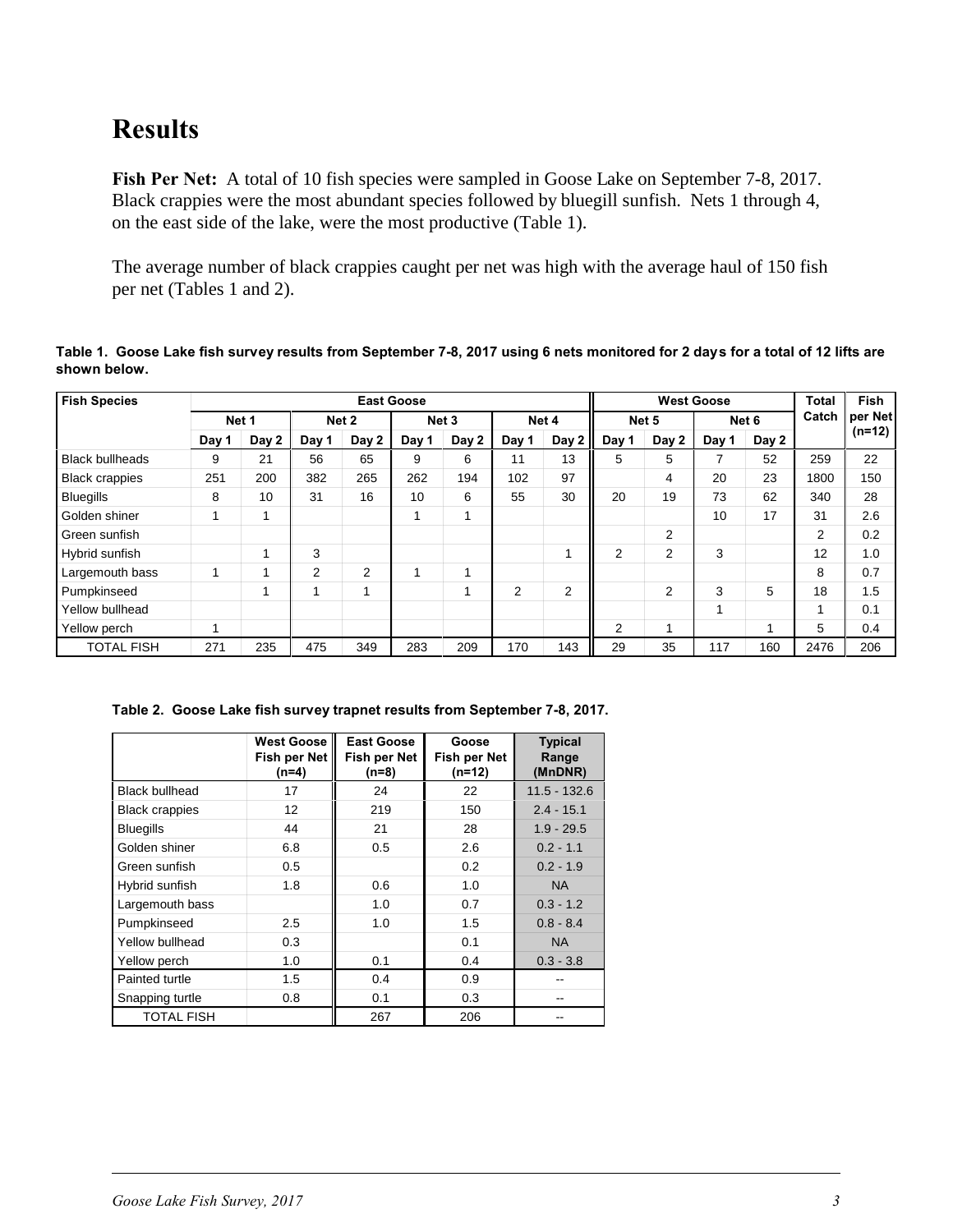# Results

**Fish Per Net:** A total of 10 fish species were sampled in Goose Lake on September 7-8, 2017. Black crappies were the most abundant species followed by bluegill sunfish. Nets 1 through 4, on the east side of the lake, were the most productive (Table 1).

The average number of black crappies caught per net was high with the average haul of 150 fish per net (Tables 1 and 2).

**Table 1. Goose Lake fish survey results from September 7-8, 2017 using 6 nets monitored for 2 days for a total of 12 lifts are shown below.**

| Fish Species | East Goose | | | | | | | | West Goose | | | | Total Catch | Fish per Net (n=12) |
|---|---|---|---|---|---|---|---|---|---|---|---|---|---|---|
| | Net 1 | | Net 2 | | Net 3 | | Net 4 | | Net 5 | | Net 6 | | | |
| | Day 1 | Day 2 | Day 1 | Day 2 | Day 1 | Day 2 | Day 1 | Day 2 | Day 1 | Day 2 | Day 1 | Day 2 | | |
| Black bullheads | 9 | 21 | 56 | 65 | 9 | 6 | 11 | 13 | 5 | 5 | 7 | 52 | 259 | 22 |
| Black crappies | 251 | 200 | 382 | 265 | 262 | 194 | 102 | 97 | | 4 | 20 | 23 | 1800 | 150 |
| Bluegills | 8 | 10 | 31 | 16 | 10 | 6 | 55 | 30 | 20 | 19 | 73 | 62 | 340 | 28 |
| Golden shiner | 1 | 1 | | | 1 | 1 | | | | | 10 | 17 | 31 | 2.6 |
| Green sunfish | | | | | | | | | | 2 | | | 2 | 0.2 |
| Hybrid sunfish | | 1 | 3 | | | | | 1 | 2 | 2 | 3 | | 12 | 1.0 |
| Largemouth bass | 1 | 1 | 2 | 2 | 1 | 1 | | | | | | | 8 | 0.7 |
| Pumpkinseed | | 1 | 1 | 1 | | 1 | 2 | 2 | | 2 | 3 | 5 | 18 | 1.5 |
| Yellow bullhead | | | | | | | | | | | 1 | | 1 | 0.1 |
| Yellow perch | 1 | | | | | | | | 2 | 1 | | 1 | 5 | 0.4 |
| TOTAL FISH | 271 | 235 | 475 | 349 | 283 | 209 | 170 | 143 | 29 | 35 | 117 | 160 | 2476 | 206 |

**Table 2. Goose Lake fish survey trapnet results from September 7-8, 2017.**

| | West Goose Fish per Net (n=4) | East Goose Fish per Net (n=8) | Goose Fish per Net (n=12) | Typical Range (MnDNR) |
|---|---|---|---|---|
| Black bullhead | 17 | 24 | 22 | 11.5 - 132.6 |
| Black crappies | 12 | 219 | 150 | 2.4 - 15.1 |
| Bluegills | 44 | 21 | 28 | 1.9 - 29.5 |
| Golden shiner | 6.8 | 0.5 | 2.6 | 0.2 - 1.1 |
| Green sunfish | 0.5 | | 0.2 | 0.2 - 1.9 |
| Hybrid sunfish | 1.8 | 0.6 | 1.0 | NA |
| Largemouth bass | | 1.0 | 0.7 | 0.3 - 1.2 |
| Pumpkinseed | 2.5 | 1.0 | 1.5 | 0.8 - 8.4 |
| Yellow bullhead | 0.3 | | 0.1 | NA |
| Yellow perch | 1.0 | 0.1 | 0.4 | 0.3 - 3.8 |
| Painted turtle | 1.5 | 0.4 | 0.9 | -- |
| Snapping turtle | 0.8 | 0.1 | 0.3 | -- |
| TOTAL FISH | | 267 | 206 | -- |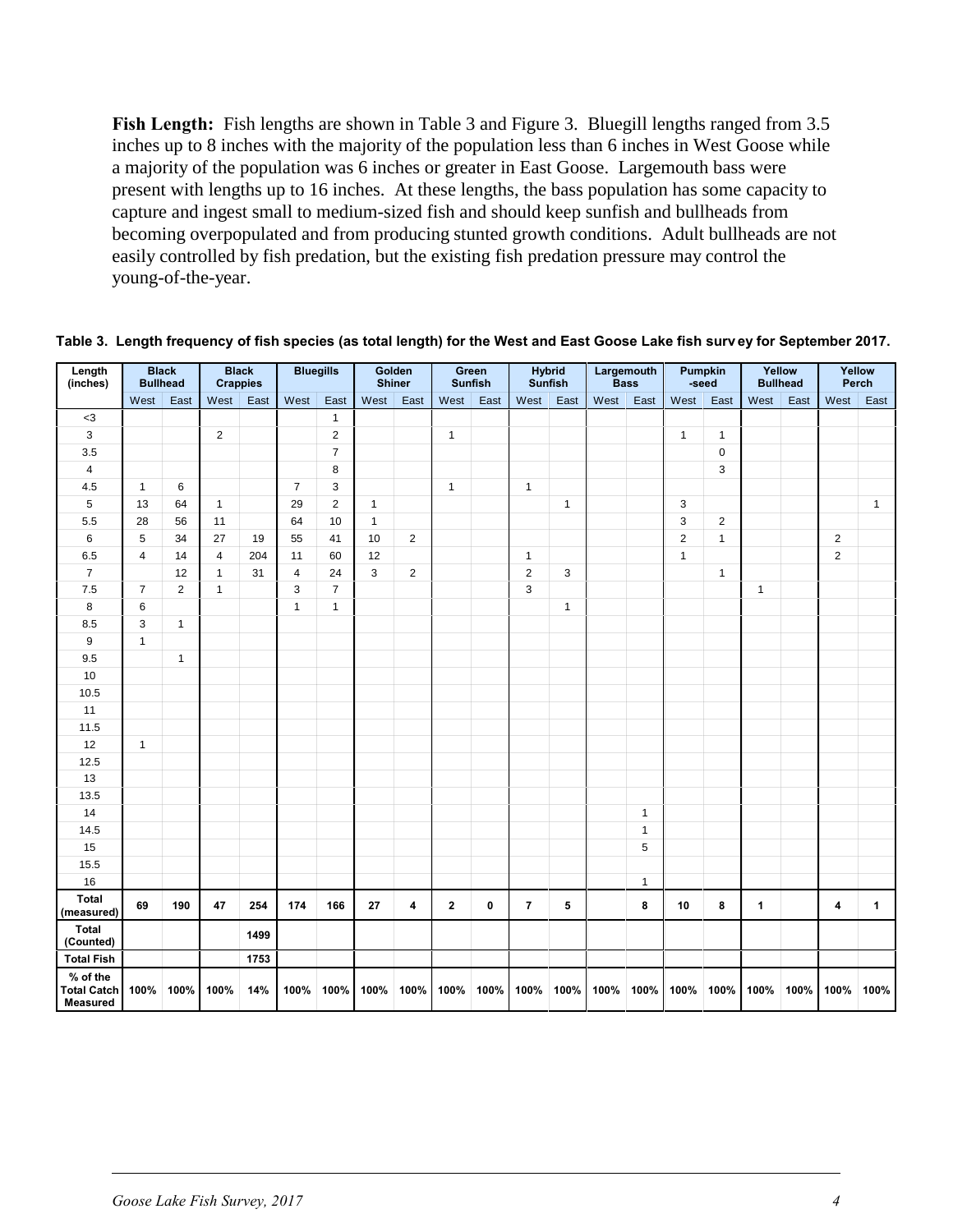**Fish Length:** Fish lengths are shown in Table 3 and Figure 3. Bluegill lengths ranged from 3.5 inches up to 8 inches with the majority of the population less than 6 inches in West Goose while a majority of the population was 6 inches or greater in East Goose. Largemouth bass were present with lengths up to 16 inches. At these lengths, the bass population has some capacity to capture and ingest small to medium-sized fish and should keep sunfish and bullheads from becoming overpopulated and from producing stunted growth conditions. Adult bullheads are not easily controlled by fish predation, but the existing fish predation pressure may control the young-of-the-year.

**Table 3. Length frequency of fish species (as total length) for the West and East Goose Lake fish survey for September 2017.**

| Length (inches) | Black Bullhead | | Black Crappies | | Bluegills | | Golden Shiner | | Green Sunfish | | Hybrid Sunfish | | Largemouth Bass | | Pumpkin-seed | | Yellow Bullhead | | Yellow Perch | |
|---|---|---|---|---|---|---|---|---|---|---|---|---|---|---|---|---|---|---|---|---|
| | West | East | West | East | West | East | West | East | West | East | West | East | West | East | West | East | West | East | West | East |
| <3 | | | | | | 1 | | | | | | | | | | | | | | |
| 3 | | | 2 | | | 2 | | | 1 | | | | | | 1 | 1 | | | | |
| 3.5 | | | | | | 7 | | | | | | | | | | 0 | | | | |
| 4 | | | | | | 8 | | | | | | | | | | 3 | | | | |
| 4.5 | 1 | 6 | | | 7 | 3 | | | 1 | | 1 | | | | | | | | | |
| 5 | 13 | 64 | 1 | | 29 | 2 | 1 | | | | | 1 | | | 3 | | | | | 1 |
| 5.5 | 28 | 56 | 11 | | 64 | 10 | 1 | | | | | | | | 3 | 2 | | | | |
| 6 | 5 | 34 | 27 | 19 | 55 | 41 | 10 | 2 | | | | | | | 2 | 1 | | | 2 | |
| 6.5 | 4 | 14 | 4 | 204 | 11 | 60 | 12 | | | | 1 | | | | 1 | | | | 2 | |
| 7 | | 12 | 1 | 31 | 4 | 24 | 3 | 2 | | | 2 | 3 | | | | 1 | | | | |
| 7.5 | 7 | 2 | 1 | | 3 | 7 | | | | | 3 | | | | | | 1 | | | |
| 8 | 6 | | | | 1 | 1 | | | | | | 1 | | | | | | | | |
| 8.5 | 3 | 1 | | | | | | | | | | | | | | | | | | |
| 9 | 1 | | | | | | | | | | | | | | | | | | | |
| 9.5 | | 1 | | | | | | | | | | | | | | | | | | |
| 10 | | | | | | | | | | | | | | | | | | | | |
| 10.5 | | | | | | | | | | | | | | | | | | | | |
| 11 | | | | | | | | | | | | | | | | | | | | |
| 11.5 | | | | | | | | | | | | | | | | | | | | |
| 12 | 1 | | | | | | | | | | | | | | | | | | | |
| 12.5 | | | | | | | | | | | | | | | | | | | | |
| 13 | | | | | | | | | | | | | | | | | | | | |
| 13.5 | | | | | | | | | | | | | | | | | | | | |
| 14 | | | | | | | | | | | | | | 1 | | | | | | |
| 14.5 | | | | | | | | | | | | | | 1 | | | | | | |
| 15 | | | | | | | | | | | | | | 5 | | | | | | |
| 15.5 | | | | | | | | | | | | | | | | | | | | |
| 16 | | | | | | | | | | | | | | 1 | | | | | | |
| **Total (measured)** | **69** | **190** | **47** | **254** | **174** | **166** | **27** | **4** | **2** | **0** | **7** | **5** | | **8** | **10** | **8** | **1** | | **4** | **1** |
| **Total (Counted)** | | | | **1499** | | | | | | | | | | | | | | | | |
| **Total Fish** | | | | **1753** | | | | | | | | | | | | | | | | |
| **% of the Total Catch Measured** | **100%** | **100%** | **100%** | **14%** | **100%** | **100%** | **100%** | **100%** | **100%** | **100%** | **100%** | **100%** | **100%** | **100%** | **100%** | **100%** | **100%** | **100%** | **100%** | **100%** |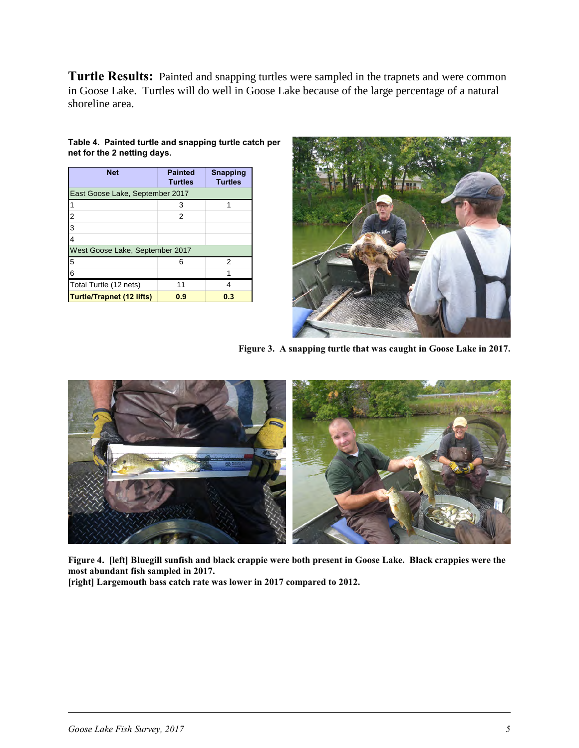**Turtle Results:** Painted and snapping turtles were sampled in the trapnets and were common in Goose Lake. Turtles will do well in Goose Lake because of the large percentage of a natural shoreline area.

**Table 4. Painted turtle and snapping turtle catch per net for the 2 netting days.**

| Net | Painted Turtles | Snapping Turtles |
|---|---|---|
| East Goose Lake, September 2017 | | |
| 1 | 3 | 1 |
| 2 | 2 | |
| 3 | | |
| 4 | | |
| West Goose Lake, September 2017 | | |
| 5 | 6 | 2 |
| 6 | | 1 |
| Total Turtle (12 nets) | 11 | 4 |
| **Turtle/Trapnet (12 lifts)** | **0.9** | **0.3** |

**Figure 3. A snapping turtle that was caught in Goose Lake in 2017.**

**Figure 4. [left] Bluegill sunfish and black crappie were both present in Goose Lake. Black crappies were the most abundant fish sampled in 2017.**
**[right] Largemouth bass catch rate was lower in 2017 compared to 2012.**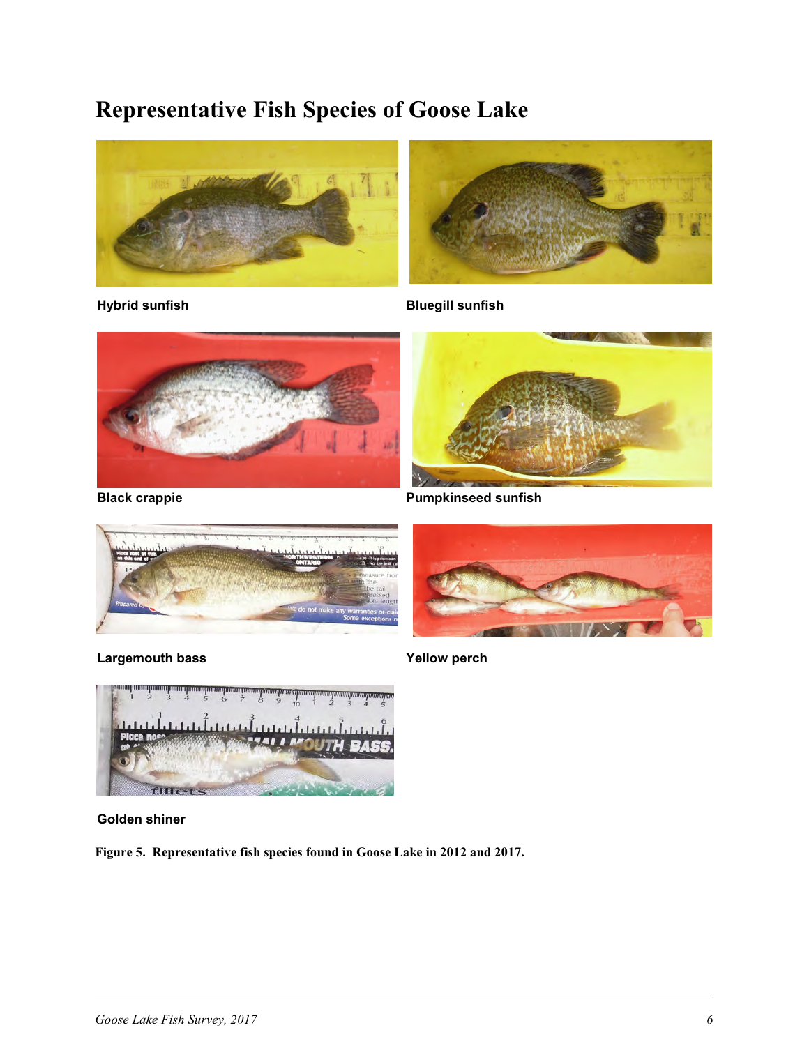# Representative Fish Species of Goose Lake

**Hybrid sunfish**

**Bluegill sunfish**

**Black crappie**

**Pumpkinseed sunfish**

**Largemouth bass**

**Yellow perch**

**Golden shiner**

**Figure 5. Representative fish species found in Goose Lake in 2012 and 2017.**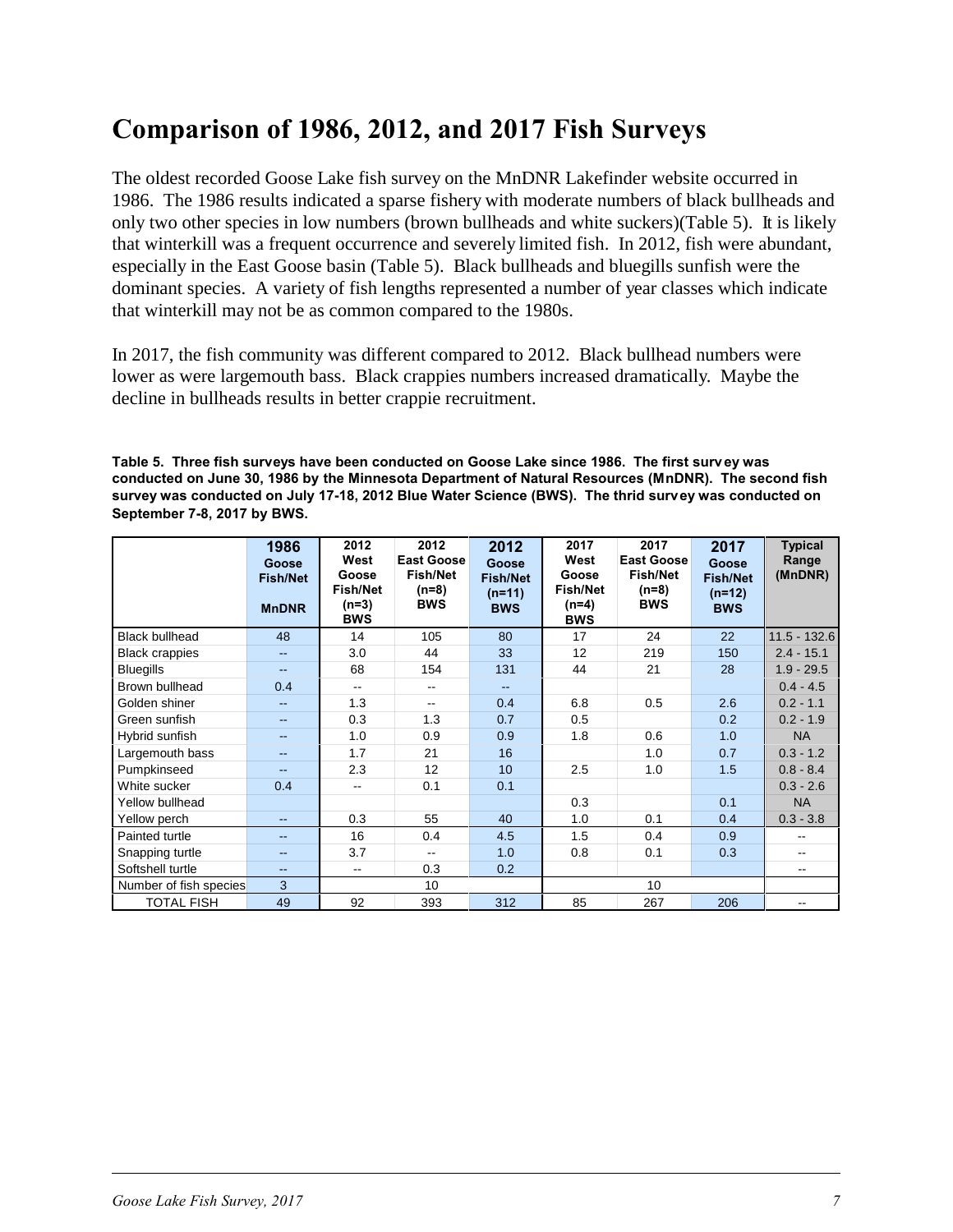# Comparison of 1986, 2012, and 2017 Fish Surveys

The oldest recorded Goose Lake fish survey on the MnDNR Lakefinder website occurred in 1986. The 1986 results indicated a sparse fishery with moderate numbers of black bullheads and only two other species in low numbers (brown bullheads and white suckers)(Table 5). It is likely that winterkill was a frequent occurrence and severely limited fish. In 2012, fish were abundant, especially in the East Goose basin (Table 5). Black bullheads and bluegills sunfish were the dominant species. A variety of fish lengths represented a number of year classes which indicate that winterkill may not be as common compared to the 1980s.

In 2017, the fish community was different compared to 2012. Black bullhead numbers were lower as were largemouth bass. Black crappies numbers increased dramatically. Maybe the decline in bullheads results in better crappie recruitment.

**Table 5. Three fish surveys have been conducted on Goose Lake since 1986. The first survey was conducted on June 30, 1986 by the Minnesota Department of Natural Resources (MnDNR). The second fish survey was conducted on July 17-18, 2012 Blue Water Science (BWS). The thrid survey was conducted on September 7-8, 2017 by BWS.**

| | 1986 Goose Fish/Net MnDNR | 2012 West Goose Fish/Net (n=3) BWS | 2012 East Goose Fish/Net (n=8) BWS | 2012 Goose Fish/Net (n=11) BWS | 2017 West Goose Fish/Net (n=4) BWS | 2017 East Goose Fish/Net (n=8) BWS | 2017 Goose Fish/Net (n=12) BWS | Typical Range (MnDNR) |
|---|---|---|---|---|---|---|---|---|
| Black bullhead | 48 | 14 | 105 | 80 | 17 | 24 | 22 | 11.5 - 132.6 |
| Black crappies | -- | 3.0 | 44 | 33 | 12 | 219 | 150 | 2.4 - 15.1 |
| Bluegills | -- | 68 | 154 | 131 | 44 | 21 | 28 | 1.9 - 29.5 |
| Brown bullhead | 0.4 | -- | -- | -- | | | | 0.4 - 4.5 |
| Golden shiner | -- | 1.3 | -- | 0.4 | 6.8 | 0.5 | 2.6 | 0.2 - 1.1 |
| Green sunfish | -- | 0.3 | 1.3 | 0.7 | 0.5 | | 0.2 | 0.2 - 1.9 |
| Hybrid sunfish | -- | 1.0 | 0.9 | 0.9 | 1.8 | 0.6 | 1.0 | NA |
| Largemouth bass | -- | 1.7 | 21 | 16 | | 1.0 | 0.7 | 0.3 - 1.2 |
| Pumpkinseed | -- | 2.3 | 12 | 10 | 2.5 | 1.0 | 1.5 | 0.8 - 8.4 |
| White sucker | 0.4 | -- | 0.1 | 0.1 | | | | 0.3 - 2.6 |
| Yellow bullhead | | | | | 0.3 | | 0.1 | NA |
| Yellow perch | -- | 0.3 | 55 | 40 | 1.0 | 0.1 | 0.4 | 0.3 - 3.8 |
| Painted turtle | -- | 16 | 0.4 | 4.5 | 1.5 | 0.4 | 0.9 | -- |
| Snapping turtle | -- | 3.7 | -- | 1.0 | 0.8 | 0.1 | 0.3 | -- |
| Softshell turtle | -- | -- | 0.3 | 0.2 | | | | -- |
| Number of fish species | 3 | | 10 | | | 10 | | |
| TOTAL FISH | 49 | 92 | 393 | 312 | 85 | 267 | 206 | -- |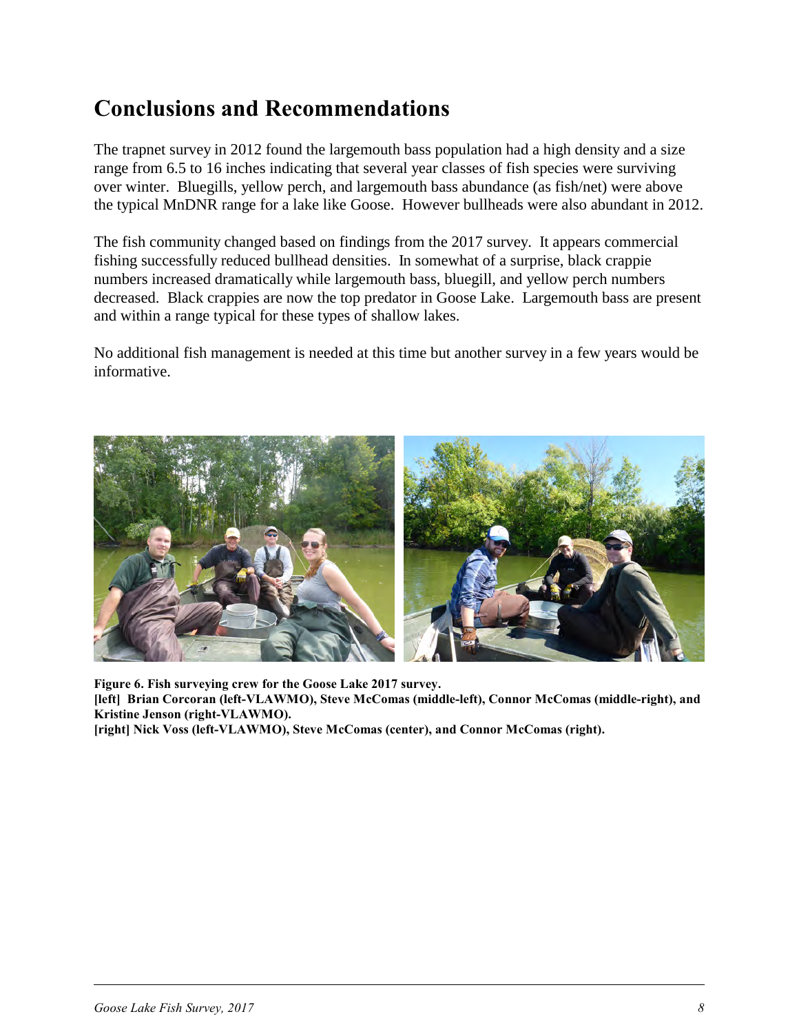## Conclusions and Recommendations

The trapnet survey in 2012 found the largemouth bass population had a high density and a size range from 6.5 to 16 inches indicating that several year classes of fish species were surviving over winter. Bluegills, yellow perch, and largemouth bass abundance (as fish/net) were above the typical MnDNR range for a lake like Goose. However bullheads were also abundant in 2012.

The fish community changed based on findings from the 2017 survey. It appears commercial fishing successfully reduced bullhead densities. In somewhat of a surprise, black crappie numbers increased dramatically while largemouth bass, bluegill, and yellow perch numbers decreased. Black crappies are now the top predator in Goose Lake. Largemouth bass are present and within a range typical for these types of shallow lakes.

No additional fish management is needed at this time but another survey in a few years would be informative.

**Figure 6. Fish surveying crew for the Goose Lake 2017 survey.**
**[left] Brian Corcoran (left-VLAWMO), Steve McComas (middle-left), Connor McComas (middle-right), and Kristine Jenson (right-VLAWMO).**
**[right] Nick Voss (left-VLAWMO), Steve McComas (center), and Connor McComas (right).**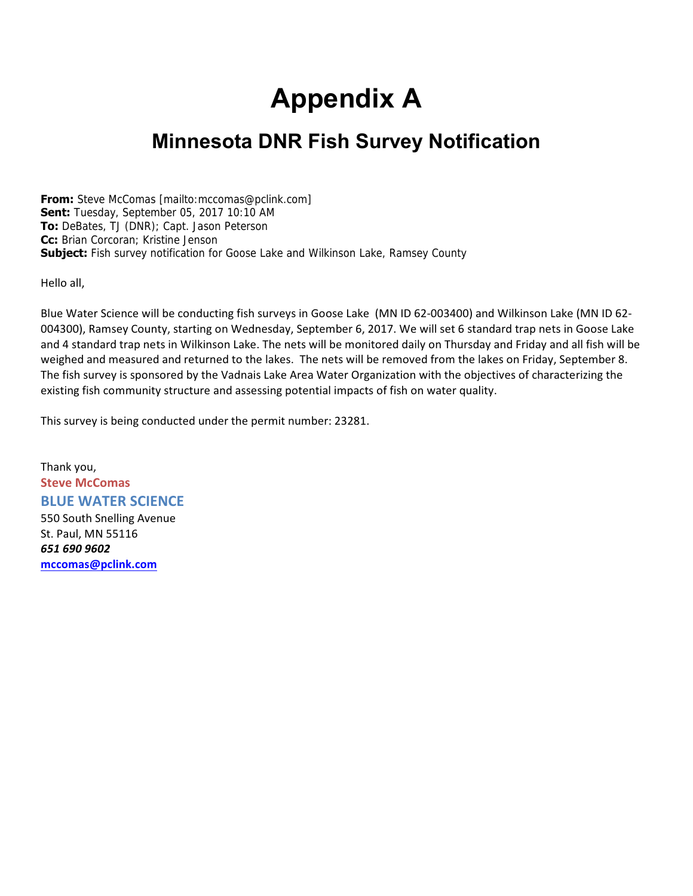# Appendix A

## Minnesota DNR Fish Survey Notification

**From:** Steve McComas [mailto:mccomas@pclink.com]
**Sent:** Tuesday, September 05, 2017 10:10 AM
**To:** DeBates, TJ (DNR); Capt. Jason Peterson
**Cc:** Brian Corcoran; Kristine Jenson
**Subject:** Fish survey notification for Goose Lake and Wilkinson Lake, Ramsey County

Hello all,

Blue Water Science will be conducting fish surveys in Goose Lake (MN ID 62-003400) and Wilkinson Lake (MN ID 62-004300), Ramsey County, starting on Wednesday, September 6, 2017. We will set 6 standard trap nets in Goose Lake and 4 standard trap nets in Wilkinson Lake. The nets will be monitored daily on Thursday and Friday and all fish will be weighed and measured and returned to the lakes. The nets will be removed from the lakes on Friday, September 8. The fish survey is sponsored by the Vadnais Lake Area Water Organization with the objectives of characterizing the existing fish community structure and assessing potential impacts of fish on water quality.

This survey is being conducted under the permit number: 23281.

Thank you,
**Steve McComas**
**BLUE WATER SCIENCE**
550 South Snelling Avenue
St. Paul, MN 55116
***651 690 9602***
**mccomas@pclink.com**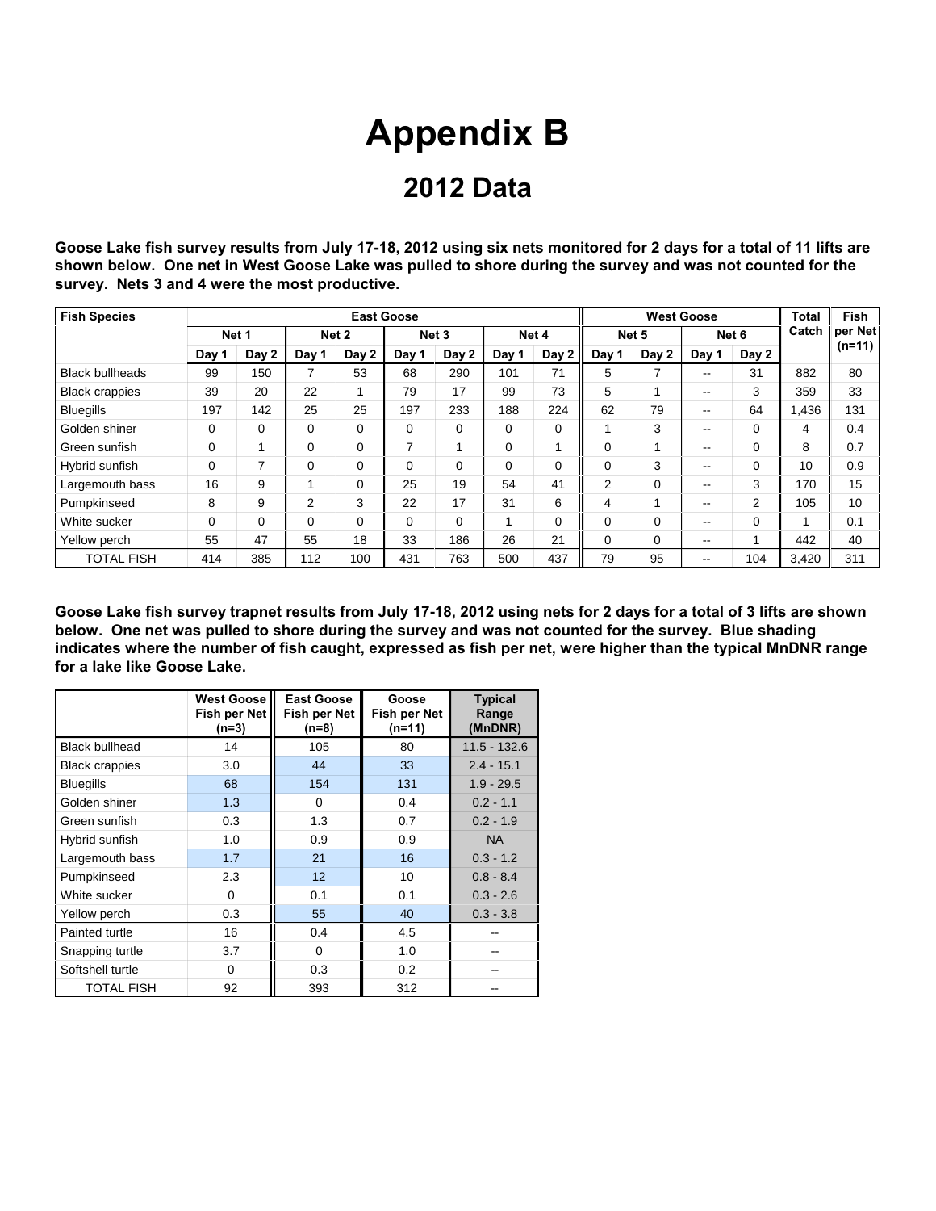# Appendix B

## 2012 Data

**Goose Lake fish survey results from July 17-18, 2012 using six nets monitored for 2 days for a total of 11 lifts are shown below. One net in West Goose Lake was pulled to shore during the survey and was not counted for the survey. Nets 3 and 4 were the most productive.**

| Fish Species | East Goose | | | | | | | | West Goose | | | | Total Catch | Fish per Net (n=11) |
|---|---|---|---|---|---|---|---|---|---|---|---|---|---|---|
| | Net 1 | | Net 2 | | Net 3 | | Net 4 | | Net 5 | | Net 6 | | | |
| | Day 1 | Day 2 | Day 1 | Day 2 | Day 1 | Day 2 | Day 1 | Day 2 | Day 1 | Day 2 | Day 1 | Day 2 | | |
| Black bullheads | 99 | 150 | 7 | 53 | 68 | 290 | 101 | 71 | 5 | 7 | -- | 31 | 882 | 80 |
| Black crappies | 39 | 20 | 22 | 1 | 79 | 17 | 99 | 73 | 5 | 1 | -- | 3 | 359 | 33 |
| Bluegills | 197 | 142 | 25 | 25 | 197 | 233 | 188 | 224 | 62 | 79 | -- | 64 | 1,436 | 131 |
| Golden shiner | 0 | 0 | 0 | 0 | 0 | 0 | 0 | 0 | 1 | 3 | -- | 0 | 4 | 0.4 |
| Green sunfish | 0 | 1 | 0 | 0 | 7 | 1 | 0 | 1 | 0 | 1 | -- | 0 | 8 | 0.7 |
| Hybrid sunfish | 0 | 7 | 0 | 0 | 0 | 0 | 0 | 0 | 0 | 3 | -- | 0 | 10 | 0.9 |
| Largemouth bass | 16 | 9 | 1 | 0 | 25 | 19 | 54 | 41 | 2 | 0 | -- | 3 | 170 | 15 |
| Pumpkinseed | 8 | 9 | 2 | 3 | 22 | 17 | 31 | 6 | 4 | 1 | -- | 2 | 105 | 10 |
| White sucker | 0 | 0 | 0 | 0 | 0 | 0 | 1 | 0 | 0 | 0 | -- | 0 | 1 | 0.1 |
| Yellow perch | 55 | 47 | 55 | 18 | 33 | 186 | 26 | 21 | 0 | 0 | -- | 1 | 442 | 40 |
| TOTAL FISH | 414 | 385 | 112 | 100 | 431 | 763 | 500 | 437 | 79 | 95 | -- | 104 | 3,420 | 311 |

**Goose Lake fish survey trapnet results from July 17-18, 2012 using nets for 2 days for a total of 3 lifts are shown below. One net was pulled to shore during the survey and was not counted for the survey. Blue shading indicates where the number of fish caught, expressed as fish per net, were higher than the typical MnDNR range for a lake like Goose Lake.**

| | West Goose Fish per Net (n=3) | East Goose Fish per Net (n=8) | Goose Fish per Net (n=11) | Typical Range (MnDNR) |
|---|---|---|---|---|
| Black bullhead | 14 | 105 | 80 | 11.5 - 132.6 |
| Black crappies | 3.0 | 44 | 33 | 2.4 - 15.1 |
| Bluegills | 68 | 154 | 131 | 1.9 - 29.5 |
| Golden shiner | 1.3 | 0 | 0.4 | 0.2 - 1.1 |
| Green sunfish | 0.3 | 1.3 | 0.7 | 0.2 - 1.9 |
| Hybrid sunfish | 1.0 | 0.9 | 0.9 | NA |
| Largemouth bass | 1.7 | 21 | 16 | 0.3 - 1.2 |
| Pumpkinseed | 2.3 | 12 | 10 | 0.8 - 8.4 |
| White sucker | 0 | 0.1 | 0.1 | 0.3 - 2.6 |
| Yellow perch | 0.3 | 55 | 40 | 0.3 - 3.8 |
| Painted turtle | 16 | 0.4 | 4.5 | -- |
| Snapping turtle | 3.7 | 0 | 1.0 | -- |
| Softshell turtle | 0 | 0.3 | 0.2 | -- |
| TOTAL FISH | 92 | 393 | 312 | -- |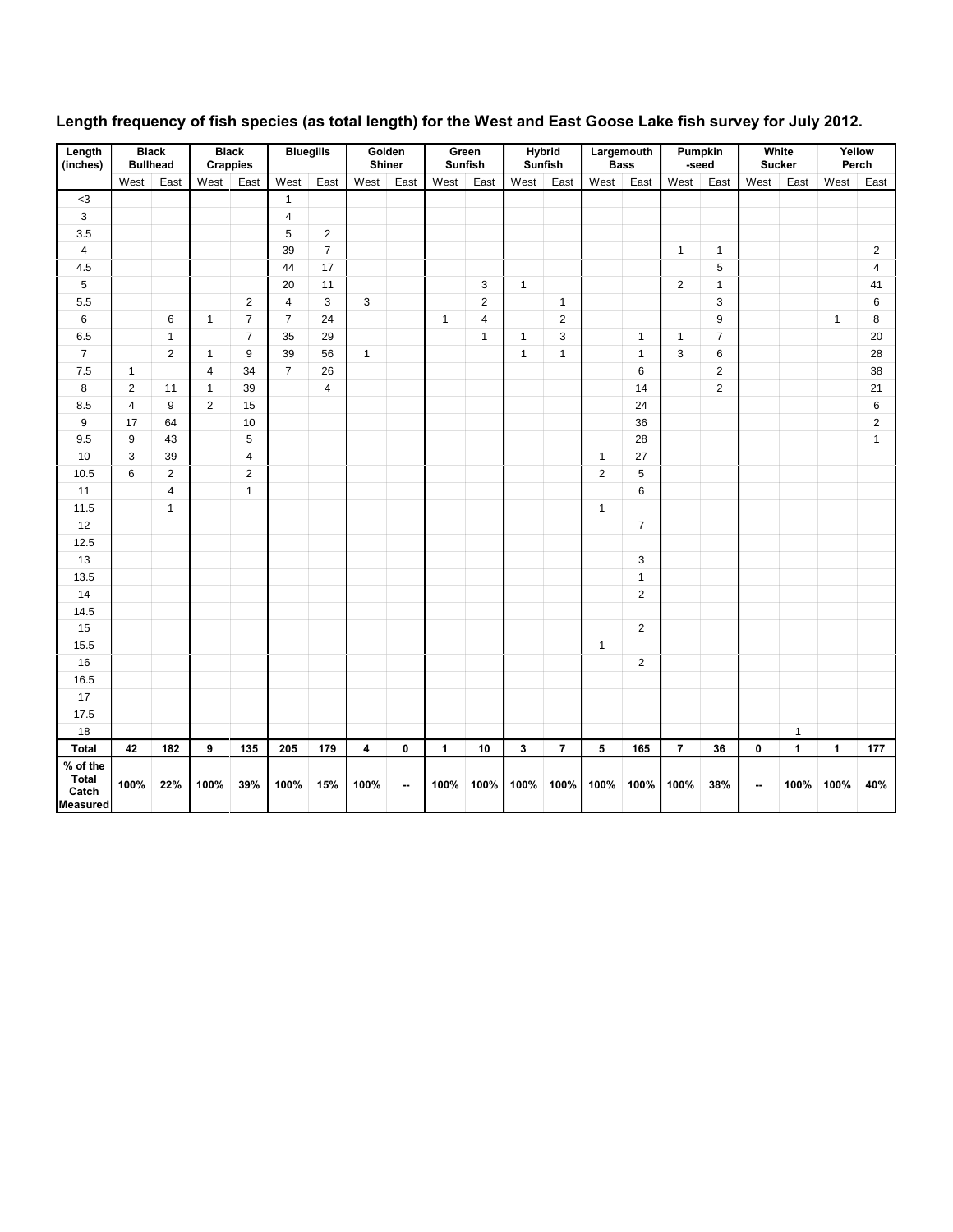**Length frequency of fish species (as total length) for the West and East Goose Lake fish survey for July 2012.**

| Length (inches) | Black Bullhead | | Black Crappies | | Bluegills | | Golden Shiner | | Green Sunfish | | Hybrid Sunfish | | Largemouth Bass | | Pumpkin -seed | | White Sucker | | Yellow Perch | |
|---|---|---|---|---|---|---|---|---|---|---|---|---|---|---|---|---|---|---|---|---|
| | West | East | West | East | West | East | West | East | West | East | West | East | West | East | West | East | West | East | West | East |
| <3 | | | | | 1 | | | | | | | | | | | | | | | |
| 3 | | | | | 4 | | | | | | | | | | | | | | | |
| 3.5 | | | | | 5 | 2 | | | | | | | | | | | | | | |
| 4 | | | | | 39 | 7 | | | | | | | | | 1 | 1 | | | | 2 |
| 4.5 | | | | | 44 | 17 | | | | | | | | | | 5 | | | | 4 |
| 5 | | | | | 20 | 11 | | | | 3 | 1 | | | | 2 | 1 | | | | 41 |
| 5.5 | | | | 2 | 4 | 3 | 3 | | | 2 | | 1 | | | | 3 | | | | 6 |
| 6 | | 6 | 1 | 7 | 7 | 24 | | | 1 | 4 | | 2 | | | | 9 | | | 1 | 8 |
| 6.5 | | 1 | | 7 | 35 | 29 | | | | 1 | 1 | 3 | | 1 | 1 | 7 | | | | 20 |
| 7 | | 2 | 1 | 9 | 39 | 56 | 1 | | | | 1 | 1 | | 1 | 3 | 6 | | | | 28 |
| 7.5 | 1 | | 4 | 34 | 7 | 26 | | | | | | | | 6 | | 2 | | | | 38 |
| 8 | 2 | 11 | 1 | 39 | | 4 | | | | | | | | 14 | | 2 | | | | 21 |
| 8.5 | 4 | 9 | 2 | 15 | | | | | | | | | | 24 | | | | | | 6 |
| 9 | 17 | 64 | | 10 | | | | | | | | | | 36 | | | | | | 2 |
| 9.5 | 9 | 43 | | 5 | | | | | | | | | | 28 | | | | | | 1 |
| 10 | 3 | 39 | | 4 | | | | | | | | | 1 | 27 | | | | | | |
| 10.5 | 6 | 2 | | 2 | | | | | | | | | 2 | 5 | | | | | | |
| 11 | | 4 | | 1 | | | | | | | | | | 6 | | | | | | |
| 11.5 | | 1 | | | | | | | | | | | 1 | | | | | | | |
| 12 | | | | | | | | | | | | | | 7 | | | | | | |
| 12.5 | | | | | | | | | | | | | | | | | | | | |
| 13 | | | | | | | | | | | | | | 3 | | | | | | |
| 13.5 | | | | | | | | | | | | | | 1 | | | | | | |
| 14 | | | | | | | | | | | | | | 2 | | | | | | |
| 14.5 | | | | | | | | | | | | | | | | | | | | |
| 15 | | | | | | | | | | | | | | 2 | | | | | | |
| 15.5 | | | | | | | | | | | | | 1 | | | | | | | |
| 16 | | | | | | | | | | | | | | 2 | | | | | | |
| 16.5 | | | | | | | | | | | | | | | | | | | | |
| 17 | | | | | | | | | | | | | | | | | | | | |
| 17.5 | | | | | | | | | | | | | | | | | | | | |
| 18 | | | | | | | | | | | | | | | | | | 1 | | |
| **Total** | **42** | **182** | **9** | **135** | **205** | **179** | **4** | **0** | **1** | **10** | **3** | **7** | **5** | **165** | **7** | **36** | **0** | **1** | **1** | **177** |
| **% of the Total Catch Measured** | **100%** | **22%** | **100%** | **39%** | **100%** | **15%** | **100%** | **--** | **100%** | **100%** | **100%** | **100%** | **100%** | **100%** | **100%** | **38%** | **--** | **100%** | **100%** | **40%** |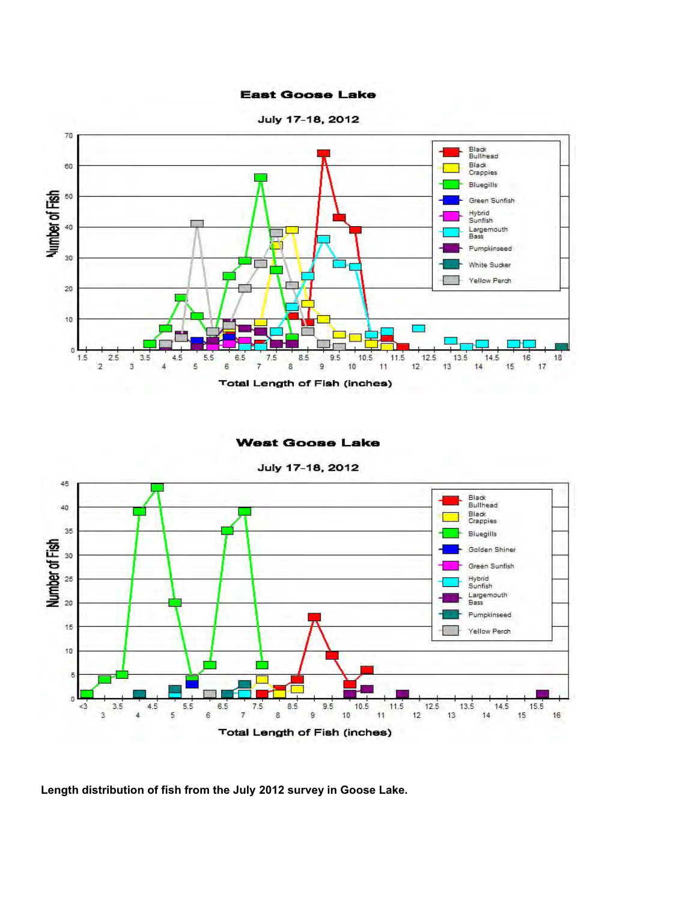East Goose Lake

July 17-18, 2012

Number of Fish

70
60
50
40
30
20
10
0

1.5 2 2.5 3 3.5 4 4.5 5 5.5 6 6.5 7 7.5 8 8.5 9 9.5 10 10.5 11 11.5 12 12.5 13 13.5 14 14.5 15 16 17 18

Total Length of Fish (inches)

Black Bullhead
Black Crappies
Bluegills
Green Sunfish
Hybrid Sunfish
Largemouth Bass
Pumpkinseed
White Sucker
Yellow Perch

West Goose Lake

July 17-18, 2012

Number of Fish

45
40
35
30
25
20
15
10
5
0

<3 3 3.5 4 4.5 5 5.5 6 6.5 7 7.5 8 8.5 9 9.5 10 10.5 11 11.5 12 12.5 13 13.5 14 14.5 15 15.5 16

Total Length of Fish (inches)

Black Bullhead
Black Crappies
Bluegills
Golden Shiner
Green Sunfish
Hybrid Sunfish
Largemouth Bass
Pumpkinseed
Yellow Perch

**Length distribution of fish from the July 2012 survey in Goose Lake.**